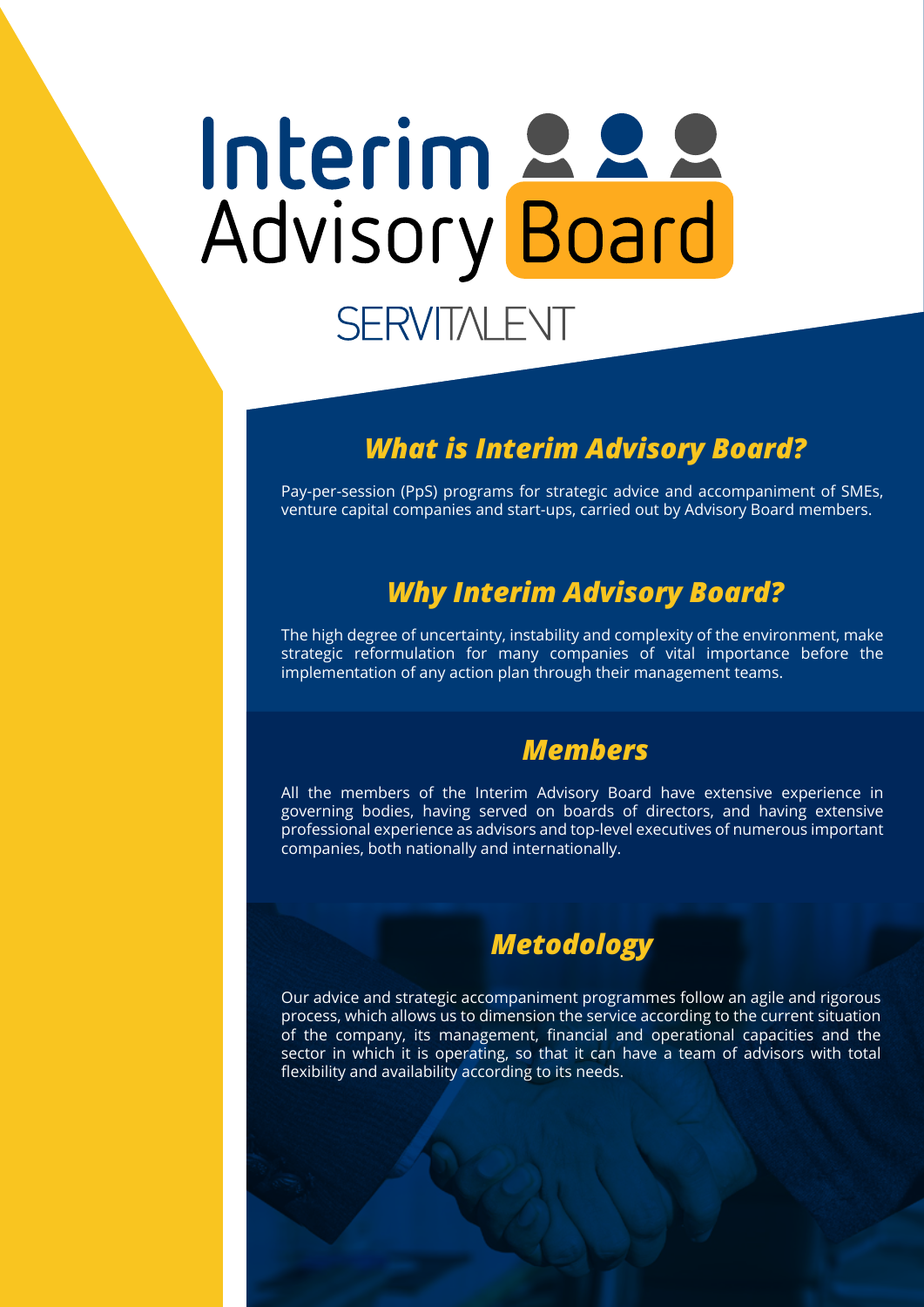# Interim Advisory Board

SERVITALENT

## *What is Interim Advisory Board?*

Pay-per-session (PpS) programs for strategic advice and accompaniment of SMEs, venture capital companies and start-ups, carried out by Advisory Board members.

## *Why Interim Advisory Board?*

The high degree of uncertainty, instability and complexity of the environment, make strategic reformulation for many companies of vital importance before the implementation of any action plan through their management teams.

## *Members*

All the members of the Interim Advisory Board have extensive experience in governing bodies, having served on boards of directors, and having extensive professional experience as advisors and top-level executives of numerous important companies, both nationally and internationally.

## *Metodology*

Our advice and strategic accompaniment programmes follow an agile and rigorous process, which allows us to dimension the service according to the current situation of the company, its management, financial and operational capacities and the sector in which it is operating, so that it can have a team of advisors with total flexibility and availability according to its needs.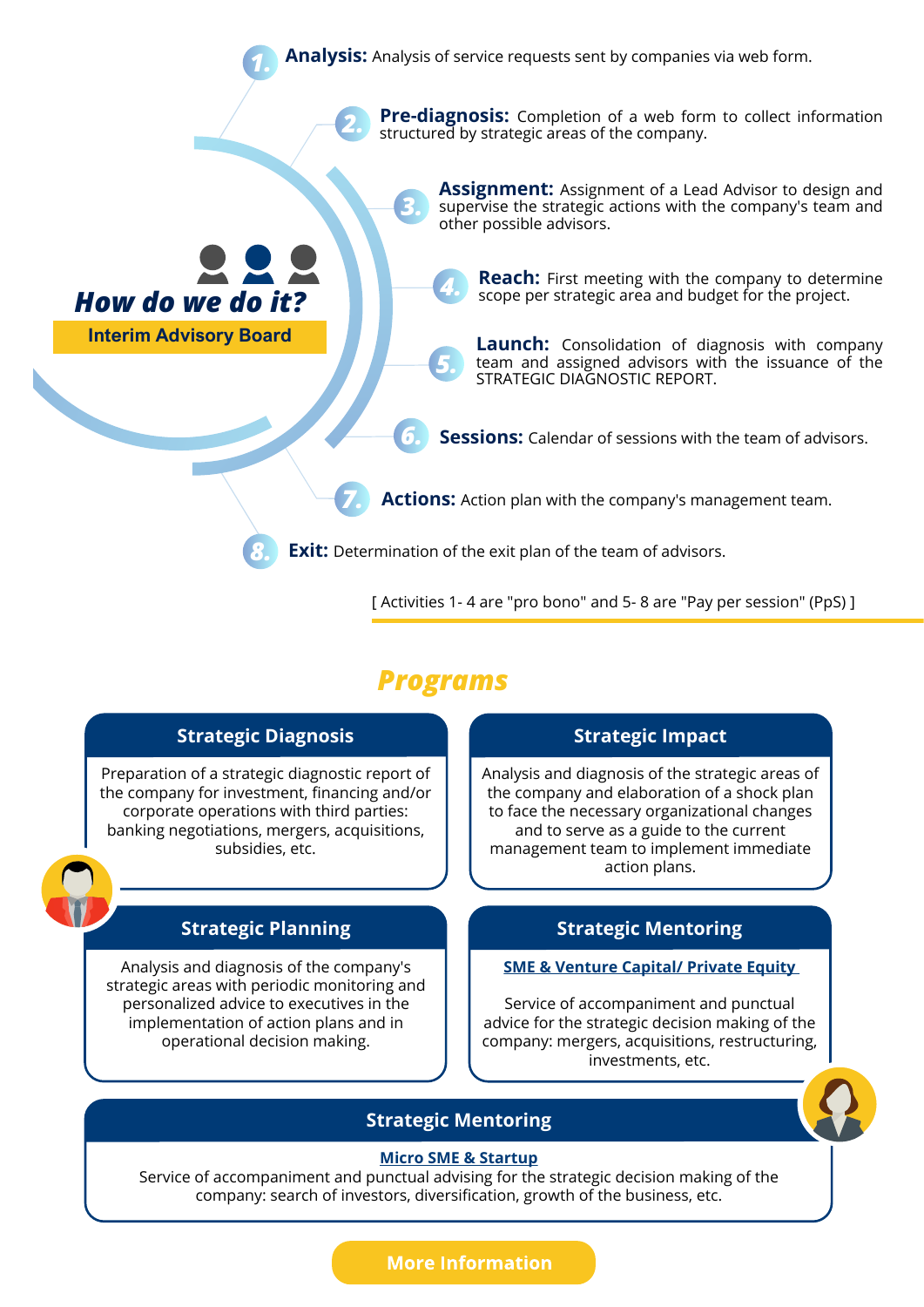## How do we do it?

**Interim Advisory Board**

1. **Analysis:** Analysis of service requests sent by companies via web form.
2. **Pre-diagnosis:** Completion of a web form to collect information structured by strategic areas of the company.
3. **Assignment:** Assignment of a Lead Advisor to design and supervise the strategic actions with the company's team and other possible advisors.
4. **Reach:** First meeting with the company to determine scope per strategic area and budget for the project.
5. **Launch:** Consolidation of diagnosis with company team and assigned advisors with the issuance of the STRATEGIC DIAGNOSTIC REPORT.
6. **Sessions:** Calendar of sessions with the team of advisors.
7. **Actions:** Action plan with the company's management team.
8. **Exit:** Determination of the exit plan of the team of advisors.

[ Activities 1- 4 are "pro bono" and 5- 8 are "Pay per session" (PpS) ]

## Programs

### Strategic Diagnosis

Preparation of a strategic diagnostic report of the company for investment, financing and/or corporate operations with third parties: banking negotiations, mergers, acquisitions, subsidies, etc.

### Strategic Impact

Analysis and diagnosis of the strategic areas of the company and elaboration of a shock plan to face the necessary organizational changes and to serve as a guide to the current management team to implement immediate action plans.

### Strategic Planning

Analysis and diagnosis of the company's strategic areas with periodic monitoring and personalized advice to executives in the implementation of action plans and in operational decision making.

### Strategic Mentoring

**SME & Venture Capital/ Private Equity**

Service of accompaniment and punctual advice for the strategic decision making of the company: mergers, acquisitions, restructuring, investments, etc.

### Strategic Mentoring

**Micro SME & Startup**

Service of accompaniment and punctual advising for the strategic decision making of the company: search of investors, diversification, growth of the business, etc.

More Information